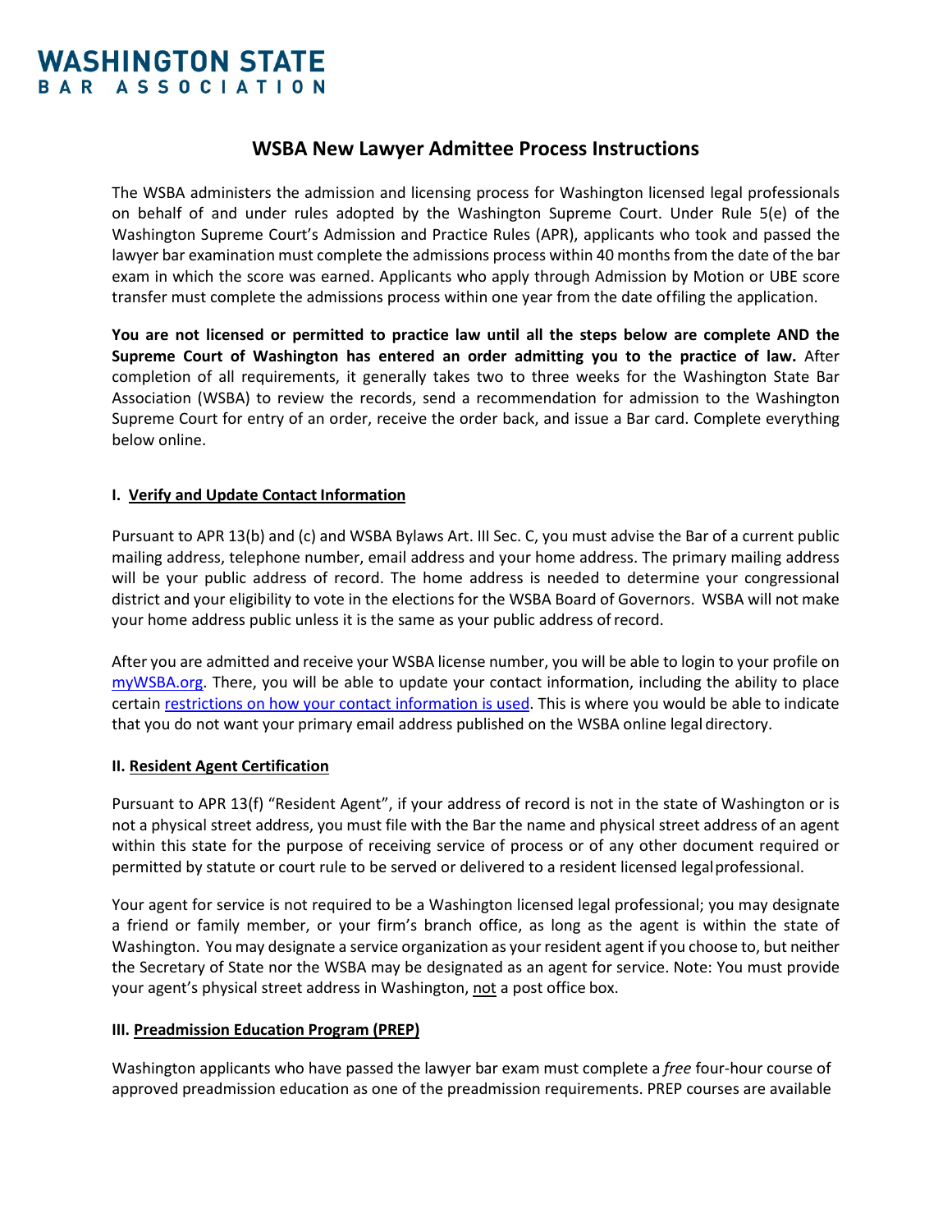**WASHINGTON STATE**
**BAR ASSOCIATION**

# WSBA New Lawyer Admittee Process Instructions

The WSBA administers the admission and licensing process for Washington licensed legal professionals on behalf of and under rules adopted by the Washington Supreme Court. Under Rule 5(e) of the Washington Supreme Court's Admission and Practice Rules (APR), applicants who took and passed the lawyer bar examination must complete the admissions process within 40 months from the date of the bar exam in which the score was earned. Applicants who apply through Admission by Motion or UBE score transfer must complete the admissions process within one year from the date of filing the application.

**You are not licensed or permitted to practice law until all the steps below are complete AND the Supreme Court of Washington has entered an order admitting you to the practice of law.** After completion of all requirements, it generally takes two to three weeks for the Washington State Bar Association (WSBA) to review the records, send a recommendation for admission to the Washington Supreme Court for entry of an order, receive the order back, and issue a Bar card. Complete everything below online.

## I. Verify and Update Contact Information

Pursuant to APR 13(b) and (c) and WSBA Bylaws Art. III Sec. C, you must advise the Bar of a current public mailing address, telephone number, email address and your home address. The primary mailing address will be your public address of record. The home address is needed to determine your congressional district and your eligibility to vote in the elections for the WSBA Board of Governors. WSBA will not make your home address public unless it is the same as your public address of record.

After you are admitted and receive your WSBA license number, you will be able to login to your profile on [myWSBA.org](myWSBA.org). There, you will be able to update your contact information, including the ability to place certain [restrictions on how your contact information is used](restrictions on how your contact information is used). This is where you would be able to indicate that you do not want your primary email address published on the WSBA online legal directory.

## II. Resident Agent Certification

Pursuant to APR 13(f) "Resident Agent", if your address of record is not in the state of Washington or is not a physical street address, you must file with the Bar the name and physical street address of an agent within this state for the purpose of receiving service of process or of any other document required or permitted by statute or court rule to be served or delivered to a resident licensed legal professional.

Your agent for service is not required to be a Washington licensed legal professional; you may designate a friend or family member, or your firm's branch office, as long as the agent is within the state of Washington. You may designate a service organization as your resident agent if you choose to, but neither the Secretary of State nor the WSBA may be designated as an agent for service. Note: You must provide your agent's physical street address in Washington, not a post office box.

## III. Preadmission Education Program (PREP)

Washington applicants who have passed the lawyer bar exam must complete a *free* four-hour course of approved preadmission education as one of the preadmission requirements. PREP courses are available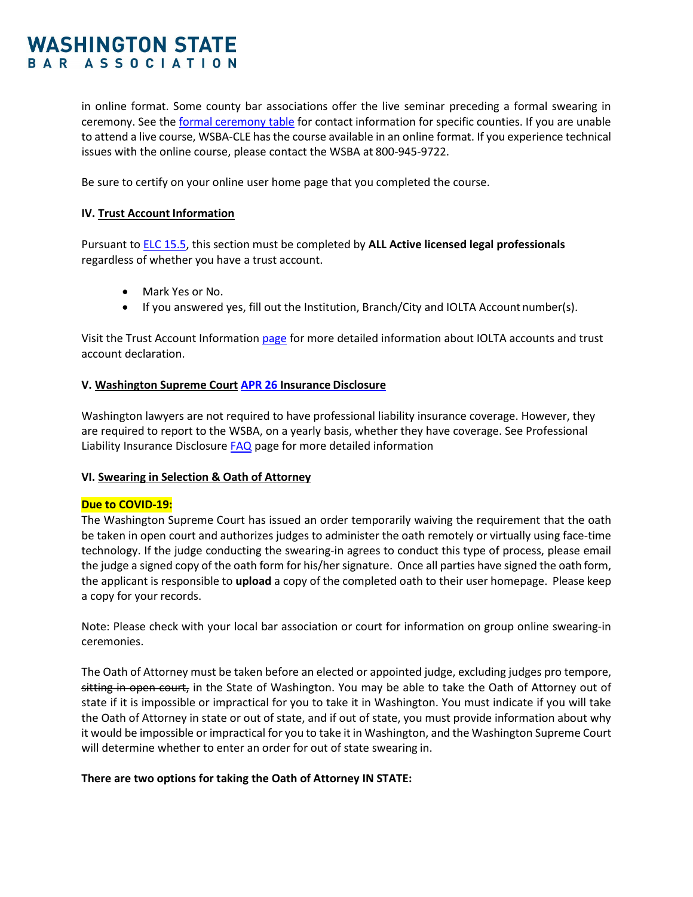in online format. Some county bar associations offer the live seminar preceding a formal swearing in ceremony. See the [formal ceremony table]() for contact information for specific counties. If you are unable to attend a live course, WSBA-CLE has the course available in an online format. If you experience technical issues with the online course, please contact the WSBA at 800-945-9722.

Be sure to certify on your online user home page that you completed the course.

### IV. Trust Account Information

Pursuant to [ELC 15.5](), this section must be completed by **ALL Active licensed legal professionals** regardless of whether you have a trust account.

- Mark Yes or No.
- If you answered yes, fill out the Institution, Branch/City and IOLTA Account number(s).

Visit the Trust Account Information [page]() for more detailed information about IOLTA accounts and trust account declaration.

### V. Washington Supreme Court [APR 26]() Insurance Disclosure

Washington lawyers are not required to have professional liability insurance coverage. However, they are required to report to the WSBA, on a yearly basis, whether they have coverage. See Professional Liability Insurance Disclosure [FAQ]() page for more detailed information

### VI. Swearing in Selection & Oath of Attorney

**Due to COVID-19:**
The Washington Supreme Court has issued an order temporarily waiving the requirement that the oath be taken in open court and authorizes judges to administer the oath remotely or virtually using face-time technology. If the judge conducting the swearing-in agrees to conduct this type of process, please email the judge a signed copy of the oath form for his/her signature. Once all parties have signed the oath form, the applicant is responsible to **upload** a copy of the completed oath to their user homepage. Please keep a copy for your records.

Note: Please check with your local bar association or court for information on group online swearing-in ceremonies.

The Oath of Attorney must be taken before an elected or appointed judge, excluding judges pro tempore, ~~sitting in open court,~~ in the State of Washington. You may be able to take the Oath of Attorney out of state if it is impossible or impractical for you to take it in Washington. You must indicate if you will take the Oath of Attorney in state or out of state, and if out of state, you must provide information about why it would be impossible or impractical for you to take it in Washington, and the Washington Supreme Court will determine whether to enter an order for out of state swearing in.

**There are two options for taking the Oath of Attorney IN STATE:**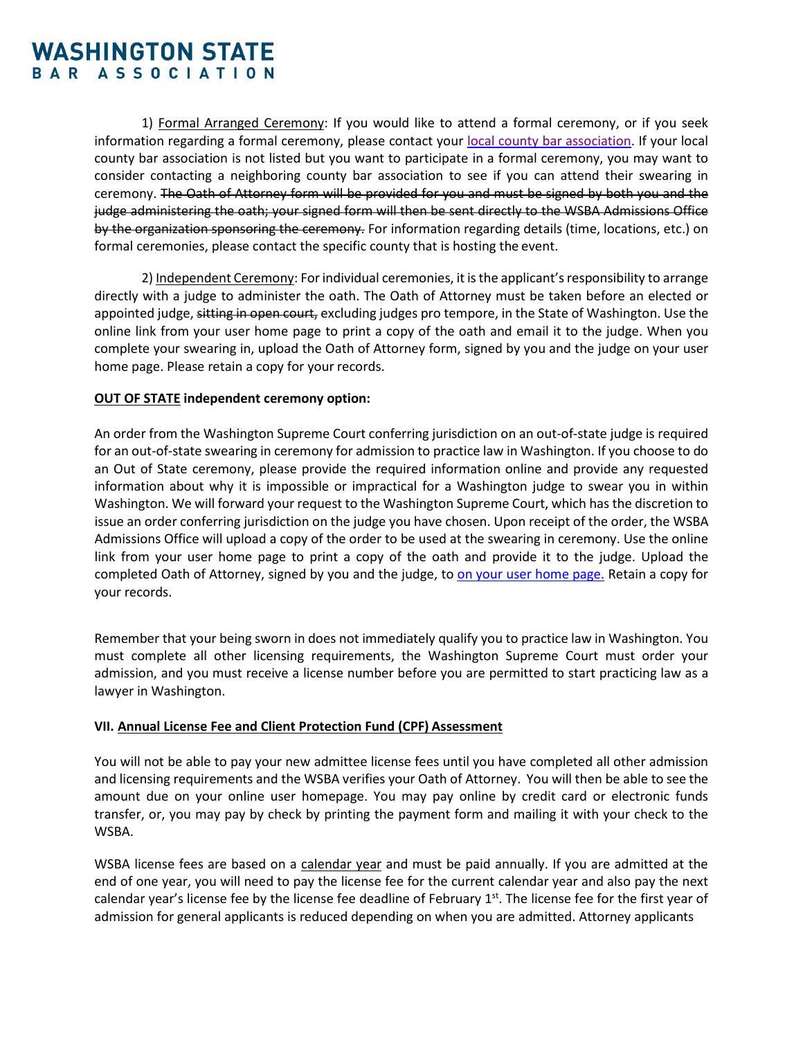1) Formal Arranged Ceremony: If you would like to attend a formal ceremony, or if you seek information regarding a formal ceremony, please contact your local county bar association. If your local county bar association is not listed but you want to participate in a formal ceremony, you may want to consider contacting a neighboring county bar association to see if you can attend their swearing in ceremony. ~~The Oath of Attorney form will be provided for you and must be signed by both you and the judge administering the oath; your signed form will then be sent directly to the WSBA Admissions Office by the organization sponsoring the ceremony.~~ For information regarding details (time, locations, etc.) on formal ceremonies, please contact the specific county that is hosting the event.

2) Independent Ceremony: For individual ceremonies, it is the applicant's responsibility to arrange directly with a judge to administer the oath. The Oath of Attorney must be taken before an elected or appointed judge, ~~sitting in open court,~~ excluding judges pro tempore, in the State of Washington. Use the online link from your user home page to print a copy of the oath and email it to the judge. When you complete your swearing in, upload the Oath of Attorney form, signed by you and the judge on your user home page. Please retain a copy for your records.

**OUT OF STATE independent ceremony option:**

An order from the Washington Supreme Court conferring jurisdiction on an out-of-state judge is required for an out-of-state swearing in ceremony for admission to practice law in Washington. If you choose to do an Out of State ceremony, please provide the required information online and provide any requested information about why it is impossible or impractical for a Washington judge to swear you in within Washington. We will forward your request to the Washington Supreme Court, which has the discretion to issue an order conferring jurisdiction on the judge you have chosen. Upon receipt of the order, the WSBA Admissions Office will upload a copy of the order to be used at the swearing in ceremony. Use the online link from your user home page to print a copy of the oath and provide it to the judge. Upload the completed Oath of Attorney, signed by you and the judge, to on your user home page. Retain a copy for your records.

Remember that your being sworn in does not immediately qualify you to practice law in Washington. You must complete all other licensing requirements, the Washington Supreme Court must order your admission, and you must receive a license number before you are permitted to start practicing law as a lawyer in Washington.

## VII. Annual License Fee and Client Protection Fund (CPF) Assessment

You will not be able to pay your new admittee license fees until you have completed all other admission and licensing requirements and the WSBA verifies your Oath of Attorney. You will then be able to see the amount due on your online user homepage. You may pay online by credit card or electronic funds transfer, or, you may pay by check by printing the payment form and mailing it with your check to the WSBA.

WSBA license fees are based on a calendar year and must be paid annually. If you are admitted at the end of one year, you will need to pay the license fee for the current calendar year and also pay the next calendar year's license fee by the license fee deadline of February 1st. The license fee for the first year of admission for general applicants is reduced depending on when you are admitted. Attorney applicants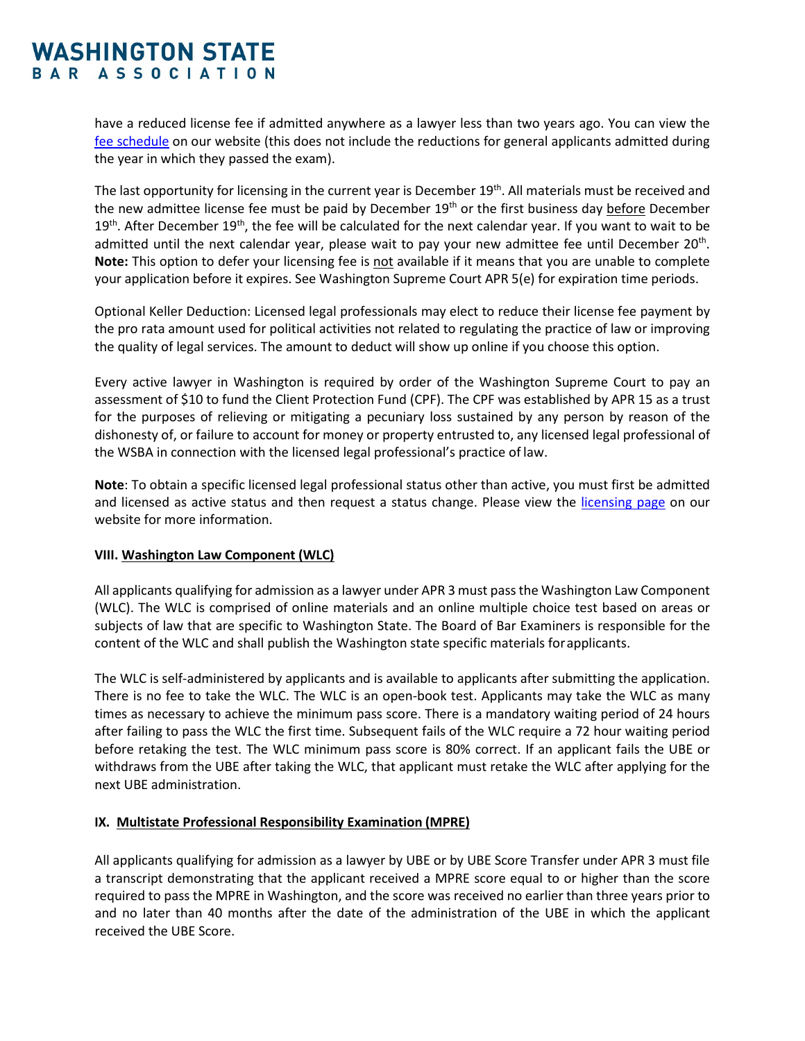have a reduced license fee if admitted anywhere as a lawyer less than two years ago. You can view the [fee schedule](#) on our website (this does not include the reductions for general applicants admitted during the year in which they passed the exam).

The last opportunity for licensing in the current year is December 19th. All materials must be received and the new admittee license fee must be paid by December 19th or the first business day before December 19th. After December 19th, the fee will be calculated for the next calendar year. If you want to wait to be admitted until the next calendar year, please wait to pay your new admittee fee until December 20th. **Note:** This option to defer your licensing fee is not available if it means that you are unable to complete your application before it expires. See Washington Supreme Court APR 5(e) for expiration time periods.

Optional Keller Deduction: Licensed legal professionals may elect to reduce their license fee payment by the pro rata amount used for political activities not related to regulating the practice of law or improving the quality of legal services. The amount to deduct will show up online if you choose this option.

Every active lawyer in Washington is required by order of the Washington Supreme Court to pay an assessment of $10 to fund the Client Protection Fund (CPF). The CPF was established by APR 15 as a trust for the purposes of relieving or mitigating a pecuniary loss sustained by any person by reason of the dishonesty of, or failure to account for money or property entrusted to, any licensed legal professional of the WSBA in connection with the licensed legal professional's practice of law.

**Note**: To obtain a specific licensed legal professional status other than active, you must first be admitted and licensed as active status and then request a status change. Please view the [licensing page](#) on our website for more information.

### VIII. Washington Law Component (WLC)

All applicants qualifying for admission as a lawyer under APR 3 must pass the Washington Law Component (WLC). The WLC is comprised of online materials and an online multiple choice test based on areas or subjects of law that are specific to Washington State. The Board of Bar Examiners is responsible for the content of the WLC and shall publish the Washington state specific materials for applicants.

The WLC is self-administered by applicants and is available to applicants after submitting the application. There is no fee to take the WLC. The WLC is an open-book test. Applicants may take the WLC as many times as necessary to achieve the minimum pass score. There is a mandatory waiting period of 24 hours after failing to pass the WLC the first time. Subsequent fails of the WLC require a 72 hour waiting period before retaking the test. The WLC minimum pass score is 80% correct. If an applicant fails the UBE or withdraws from the UBE after taking the WLC, that applicant must retake the WLC after applying for the next UBE administration.

### IX. Multistate Professional Responsibility Examination (MPRE)

All applicants qualifying for admission as a lawyer by UBE or by UBE Score Transfer under APR 3 must file a transcript demonstrating that the applicant received a MPRE score equal to or higher than the score required to pass the MPRE in Washington, and the score was received no earlier than three years prior to and no later than 40 months after the date of the administration of the UBE in which the applicant received the UBE Score.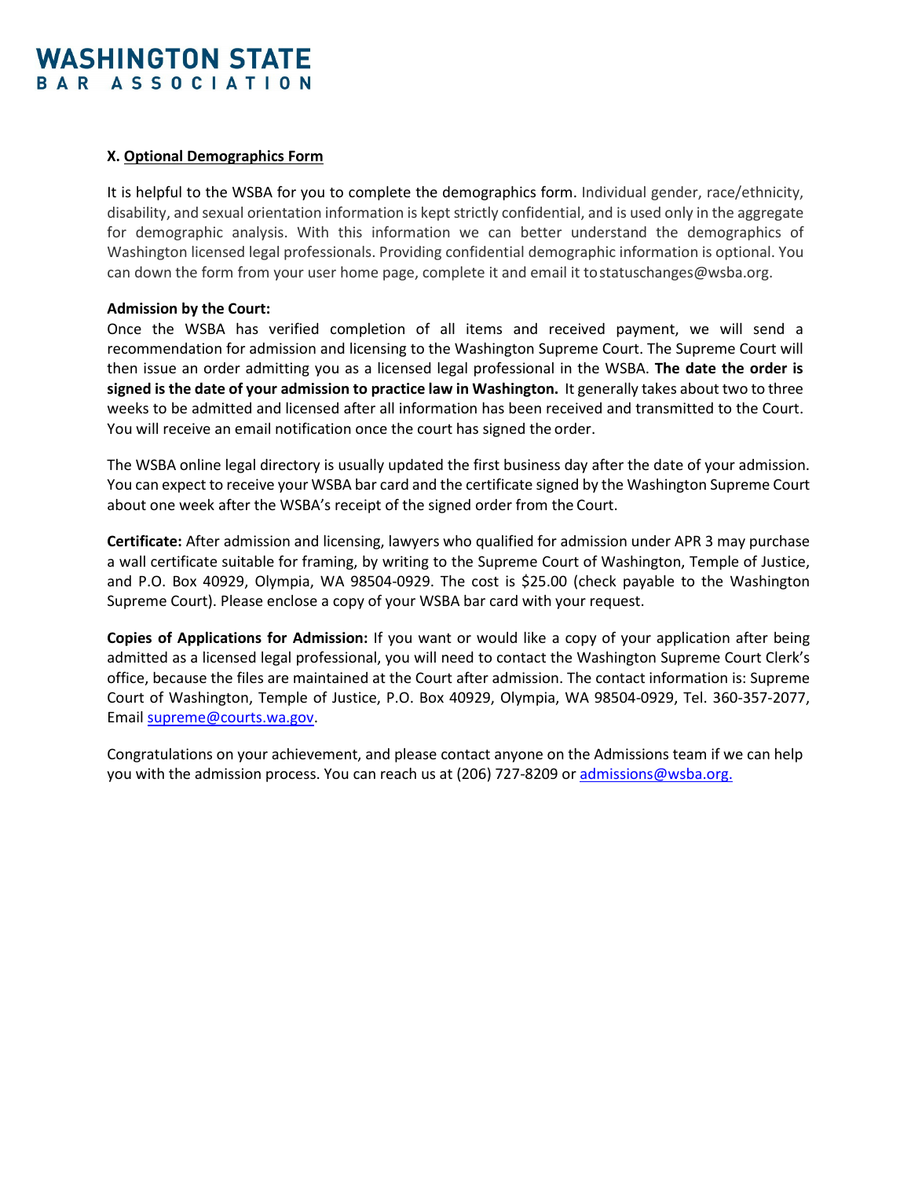**X. Optional Demographics Form**

It is helpful to the WSBA for you to complete the demographics form. Individual gender, race/ethnicity, disability, and sexual orientation information is kept strictly confidential, and is used only in the aggregate for demographic analysis. With this information we can better understand the demographics of Washington licensed legal professionals. Providing confidential demographic information is optional. You can down the form from your user home page, complete it and email it to statuschanges@wsba.org.

**Admission by the Court:**
Once the WSBA has verified completion of all items and received payment, we will send a recommendation for admission and licensing to the Washington Supreme Court. The Supreme Court will then issue an order admitting you as a licensed legal professional in the WSBA. **The date the order is signed is the date of your admission to practice law in Washington.** It generally takes about two to three weeks to be admitted and licensed after all information has been received and transmitted to the Court. You will receive an email notification once the court has signed the order.

The WSBA online legal directory is usually updated the first business day after the date of your admission. You can expect to receive your WSBA bar card and the certificate signed by the Washington Supreme Court about one week after the WSBA's receipt of the signed order from the Court.

**Certificate:** After admission and licensing, lawyers who qualified for admission under APR 3 may purchase a wall certificate suitable for framing, by writing to the Supreme Court of Washington, Temple of Justice, and P.O. Box 40929, Olympia, WA 98504-0929. The cost is $25.00 (check payable to the Washington Supreme Court). Please enclose a copy of your WSBA bar card with your request.

**Copies of Applications for Admission:** If you want or would like a copy of your application after being admitted as a licensed legal professional, you will need to contact the Washington Supreme Court Clerk's office, because the files are maintained at the Court after admission. The contact information is: Supreme Court of Washington, Temple of Justice, P.O. Box 40929, Olympia, WA 98504-0929, Tel. 360-357-2077, Email supreme@courts.wa.gov.

Congratulations on your achievement, and please contact anyone on the Admissions team if we can help you with the admission process. You can reach us at (206) 727-8209 or admissions@wsba.org.